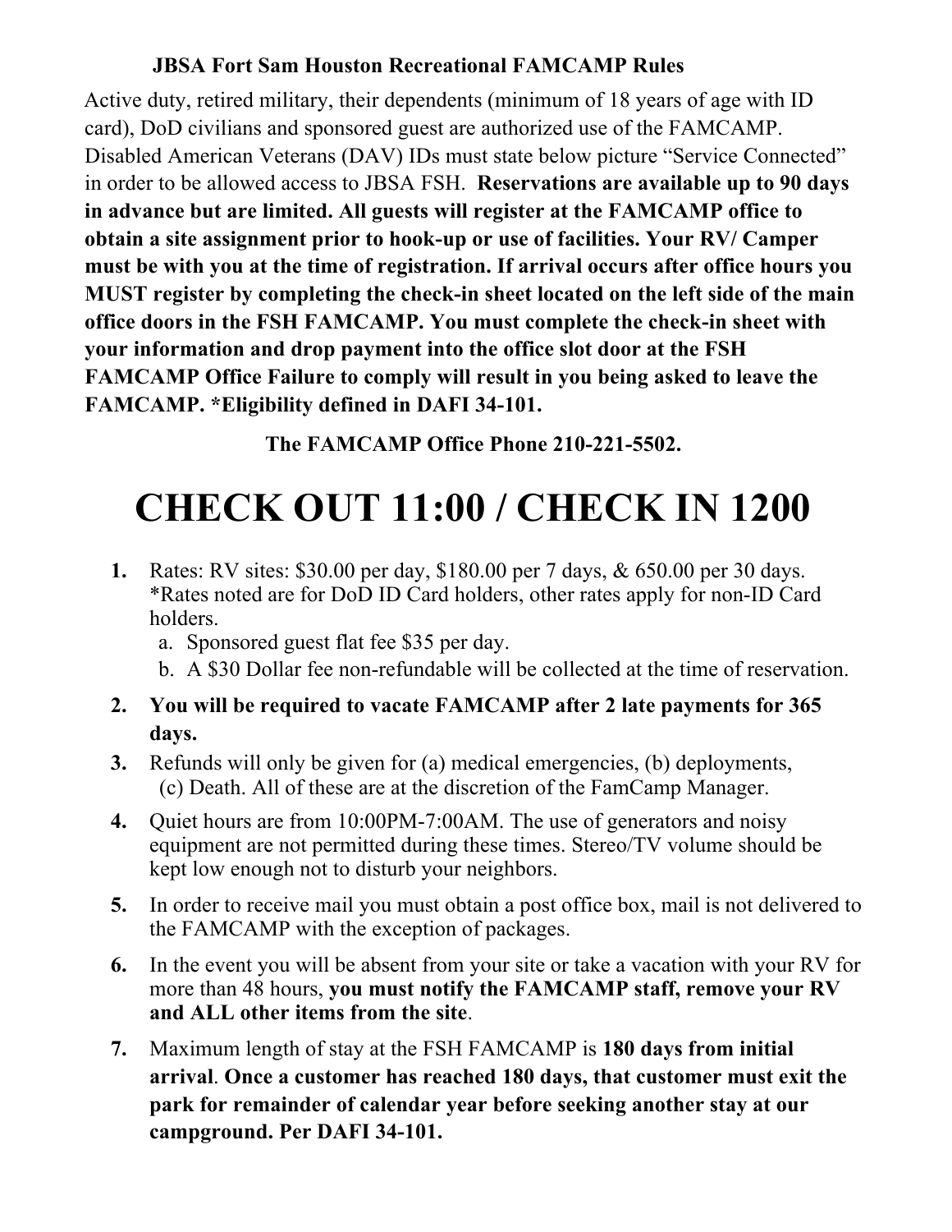# JBSA Fort Sam Houston Recreational FAMCAMP Rules

Active duty, retired military, their dependents (minimum of 18 years of age with ID card), DoD civilians and sponsored guest are authorized use of the FAMCAMP. Disabled American Veterans (DAV) IDs must state below picture "Service Connected" in order to be allowed access to JBSA FSH. **Reservations are available up to 90 days in advance but are limited. All guests will register at the FAMCAMP office to obtain a site assignment prior to hook-up or use of facilities. Your RV/ Camper must be with you at the time of registration. If arrival occurs after office hours you MUST register by completing the check-in sheet located on the left side of the main office doors in the FSH FAMCAMP. You must complete the check-in sheet with your information and drop payment into the office slot door at the FSH FAMCAMP Office Failure to comply will result in you being asked to leave the FAMCAMP. *Eligibility defined in DAFI 34-101.**

**The FAMCAMP Office Phone 210-221-5502.**

# CHECK OUT 11:00 / CHECK IN 1200

1. Rates: RV sites: $30.00 per day, $180.00 per 7 days, & 650.00 per 30 days. *Rates noted are for DoD ID Card holders, other rates apply for non-ID Card holders.
   a. Sponsored guest flat fee $35 per day.
   b. A $30 Dollar fee non-refundable will be collected at the time of reservation.
2. **You will be required to vacate FAMCAMP after 2 late payments for 365 days.**
3. Refunds will only be given for (a) medical emergencies, (b) deployments, (c) Death. All of these are at the discretion of the FamCamp Manager.
4. Quiet hours are from 10:00PM-7:00AM. The use of generators and noisy equipment are not permitted during these times. Stereo/TV volume should be kept low enough not to disturb your neighbors.
5. In order to receive mail you must obtain a post office box, mail is not delivered to the FAMCAMP with the exception of packages.
6. In the event you will be absent from your site or take a vacation with your RV for more than 48 hours, **you must notify the FAMCAMP staff, remove your RV and ALL other items from the site**.
7. Maximum length of stay at the FSH FAMCAMP is **180 days from initial arrival**. **Once a customer has reached 180 days, that customer must exit the park for remainder of calendar year before seeking another stay at our campground. Per DAFI 34-101.**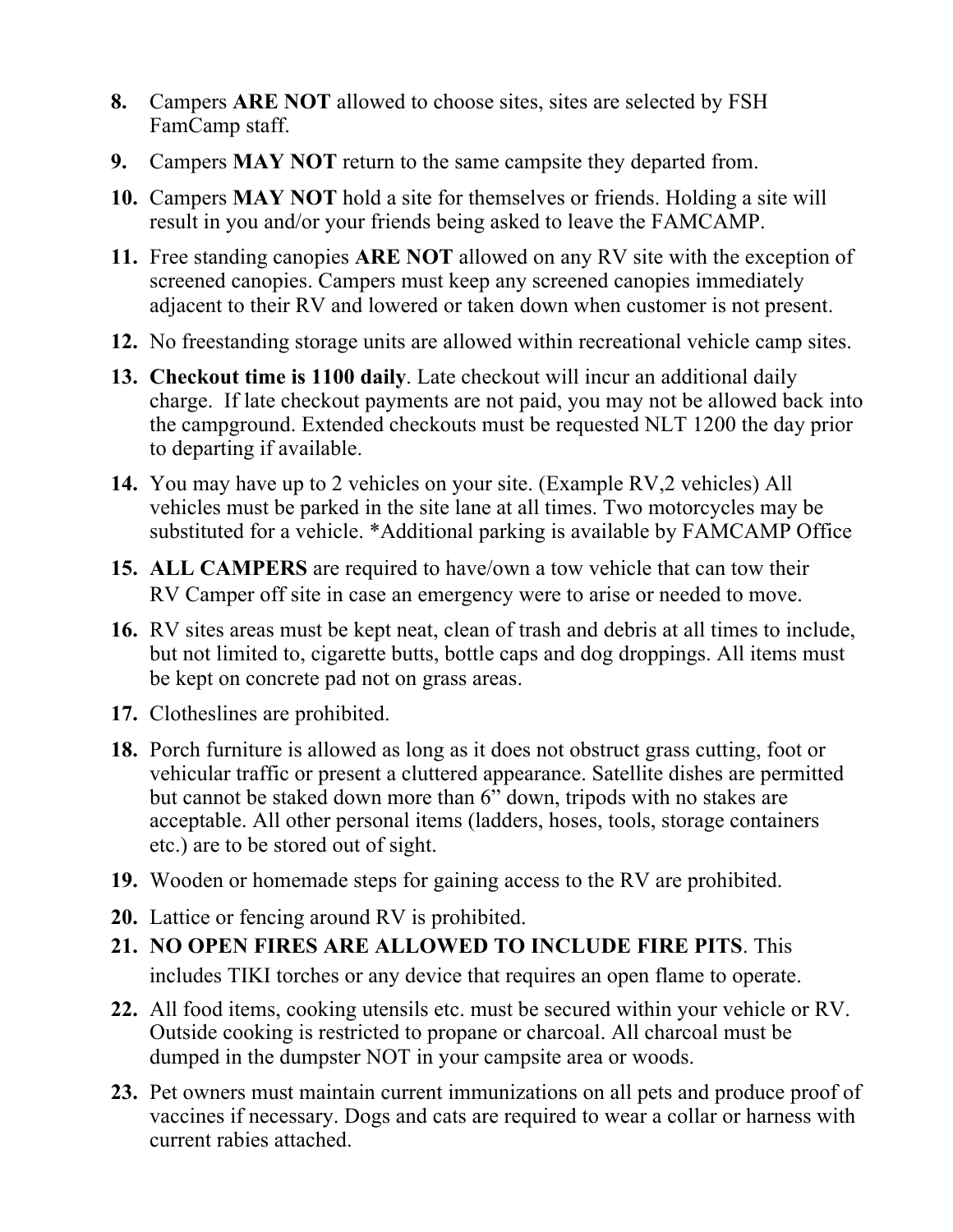8. Campers **ARE NOT** allowed to choose sites, sites are selected by FSH FamCamp staff.
9. Campers **MAY NOT** return to the same campsite they departed from.
10. Campers **MAY NOT** hold a site for themselves or friends. Holding a site will result in you and/or your friends being asked to leave the FAMCAMP.
11. Free standing canopies **ARE NOT** allowed on any RV site with the exception of screened canopies. Campers must keep any screened canopies immediately adjacent to their RV and lowered or taken down when customer is not present.
12. No freestanding storage units are allowed within recreational vehicle camp sites.
13. **Checkout time is 1100 daily**. Late checkout will incur an additional daily charge. If late checkout payments are not paid, you may not be allowed back into the campground. Extended checkouts must be requested NLT 1200 the day prior to departing if available.
14. You may have up to 2 vehicles on your site. (Example RV,2 vehicles) All vehicles must be parked in the site lane at all times. Two motorcycles may be substituted for a vehicle. *Additional parking is available by FAMCAMP Office
15. **ALL CAMPERS** are required to have/own a tow vehicle that can tow their RV Camper off site in case an emergency were to arise or needed to move.
16. RV sites areas must be kept neat, clean of trash and debris at all times to include, but not limited to, cigarette butts, bottle caps and dog droppings. All items must be kept on concrete pad not on grass areas.
17. Clotheslines are prohibited.
18. Porch furniture is allowed as long as it does not obstruct grass cutting, foot or vehicular traffic or present a cluttered appearance. Satellite dishes are permitted but cannot be staked down more than 6" down, tripods with no stakes are acceptable. All other personal items (ladders, hoses, tools, storage containers etc.) are to be stored out of sight.
19. Wooden or homemade steps for gaining access to the RV are prohibited.
20. Lattice or fencing around RV is prohibited.
21. **NO OPEN FIRES ARE ALLOWED TO INCLUDE FIRE PITS**. This includes TIKI torches or any device that requires an open flame to operate.
22. All food items, cooking utensils etc. must be secured within your vehicle or RV. Outside cooking is restricted to propane or charcoal. All charcoal must be dumped in the dumpster NOT in your campsite area or woods.
23. Pet owners must maintain current immunizations on all pets and produce proof of vaccines if necessary. Dogs and cats are required to wear a collar or harness with current rabies attached.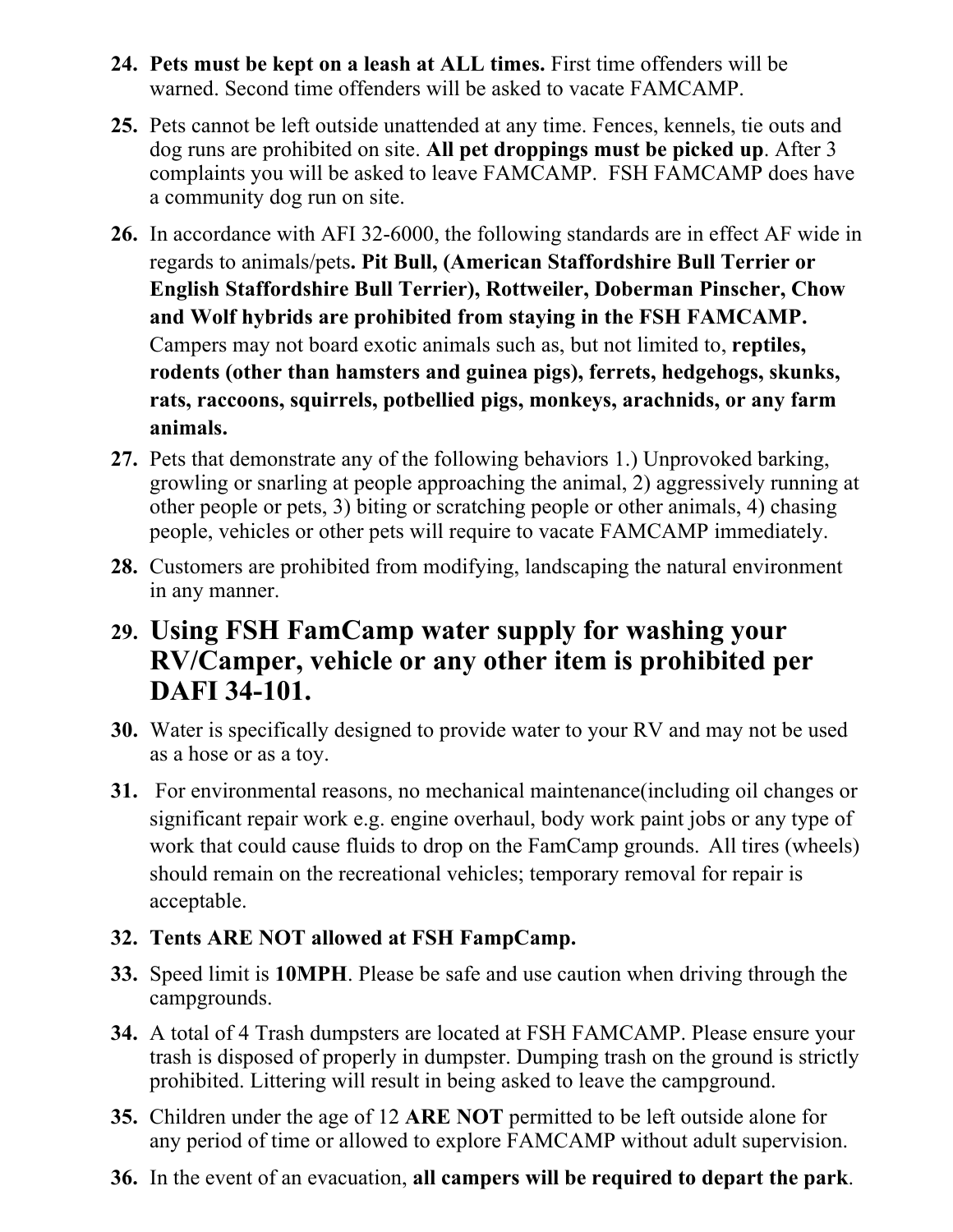24. **Pets must be kept on a leash at ALL times.** First time offenders will be warned. Second time offenders will be asked to vacate FAMCAMP.

25. Pets cannot be left outside unattended at any time. Fences, kennels, tie outs and dog runs are prohibited on site. **All pet droppings must be picked up**. After 3 complaints you will be asked to leave FAMCAMP. FSH FAMCAMP does have a community dog run on site.

26. In accordance with AFI 32-6000, the following standards are in effect AF wide in regards to animals/pets**. Pit Bull, (American Staffordshire Bull Terrier or English Staffordshire Bull Terrier), Rottweiler, Doberman Pinscher, Chow and Wolf hybrids are prohibited from staying in the FSH FAMCAMP.** Campers may not board exotic animals such as, but not limited to, **reptiles, rodents (other than hamsters and guinea pigs), ferrets, hedgehogs, skunks, rats, raccoons, squirrels, potbellied pigs, monkeys, arachnids, or any farm animals.**

27. Pets that demonstrate any of the following behaviors 1.) Unprovoked barking, growling or snarling at people approaching the animal, 2) aggressively running at other people or pets, 3) biting or scratching people or other animals, 4) chasing people, vehicles or other pets will require to vacate FAMCAMP immediately.

28. Customers are prohibited from modifying, landscaping the natural environment in any manner.

29. **Using FSH FamCamp water supply for washing your RV/Camper, vehicle or any other item is prohibited per DAFI 34-101.**

30. Water is specifically designed to provide water to your RV and may not be used as a hose or as a toy.

31. For environmental reasons, no mechanical maintenance(including oil changes or significant repair work e.g. engine overhaul, body work paint jobs or any type of work that could cause fluids to drop on the FamCamp grounds. All tires (wheels) should remain on the recreational vehicles; temporary removal for repair is acceptable.

32. **Tents ARE NOT allowed at FSH FampCamp.**

33. Speed limit is **10MPH**. Please be safe and use caution when driving through the campgrounds.

34. A total of 4 Trash dumpsters are located at FSH FAMCAMP. Please ensure your trash is disposed of properly in dumpster. Dumping trash on the ground is strictly prohibited. Littering will result in being asked to leave the campground.

35. Children under the age of 12 **ARE NOT** permitted to be left outside alone for any period of time or allowed to explore FAMCAMP without adult supervision.

36. In the event of an evacuation, **all campers will be required to depart the park**.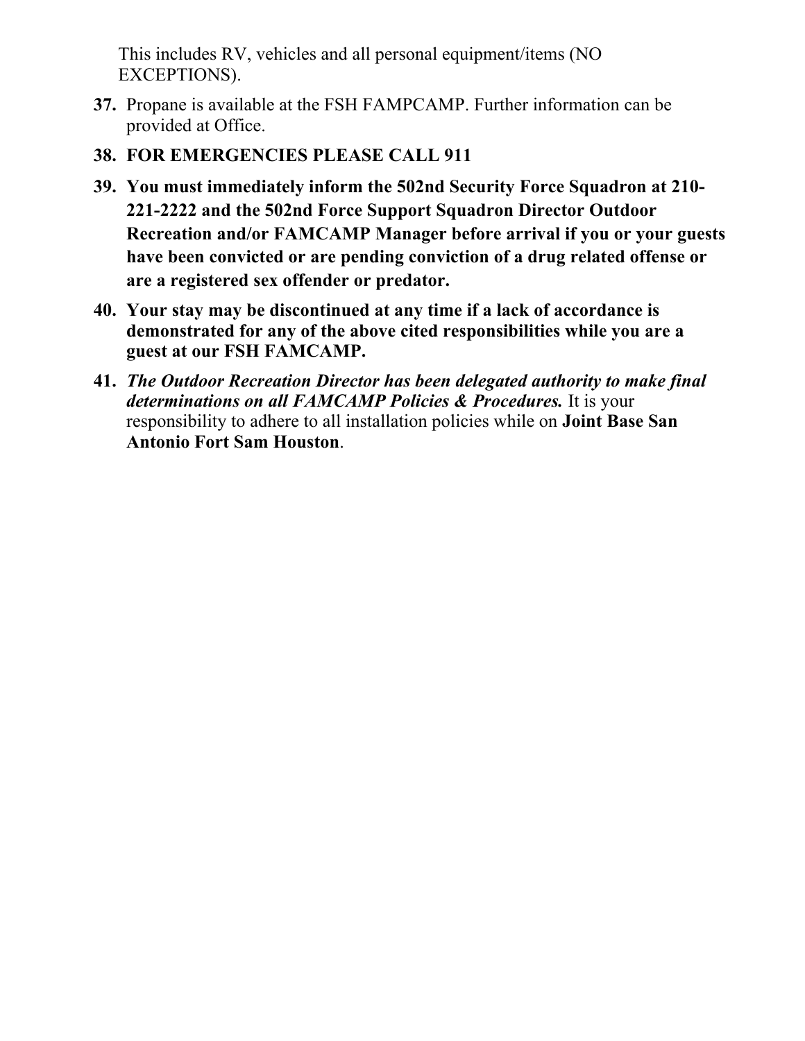This includes RV, vehicles and all personal equipment/items (NO EXCEPTIONS).

37. Propane is available at the FSH FAMPCAMP. Further information can be provided at Office.
38. **FOR EMERGENCIES PLEASE CALL 911**
39. **You must immediately inform the 502nd Security Force Squadron at 210-221-2222 and the 502nd Force Support Squadron Director Outdoor Recreation and/or FAMCAMP Manager before arrival if you or your guests have been convicted or are pending conviction of a drug related offense or are a registered sex offender or predator.**
40. **Your stay may be discontinued at any time if a lack of accordance is demonstrated for any of the above cited responsibilities while you are a guest at our FSH FAMCAMP.**
41. ***The Outdoor Recreation Director has been delegated authority to make final determinations on all FAMCAMP Policies & Procedures.*** It is your responsibility to adhere to all installation policies while on **Joint Base San Antonio Fort Sam Houston**.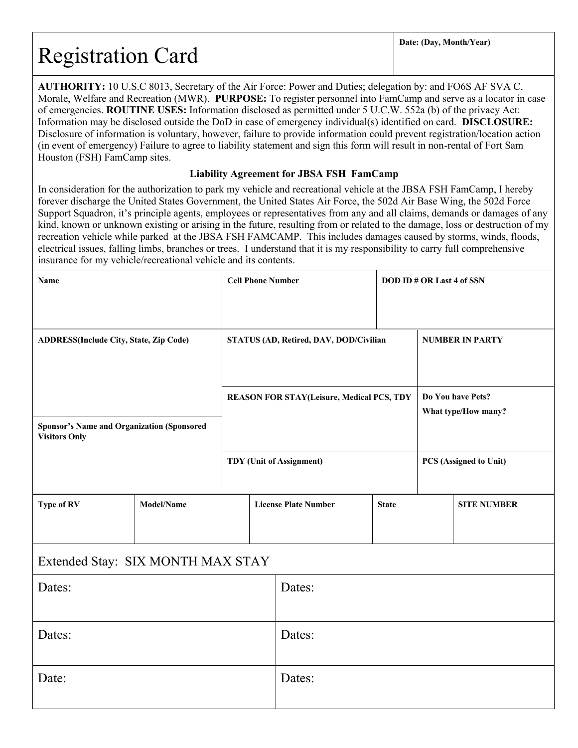# Registration Card

**Date: (Day, Month/Year)**

**AUTHORITY:** 10 U.S.C 8013, Secretary of the Air Force: Power and Duties; delegation by: and FO6S AF SVA C, Morale, Welfare and Recreation (MWR). **PURPOSE:** To register personnel into FamCamp and serve as a locator in case of emergencies. **ROUTINE USES:** Information disclosed as permitted under 5 U.C.W. 552a (b) of the privacy Act: Information may be disclosed outside the DoD in case of emergency individual(s) identified on card. **DISCLOSURE:** Disclosure of information is voluntary, however, failure to provide information could prevent registration/location action (in event of emergency) Failure to agree to liability statement and sign this form will result in non-rental of Fort Sam Houston (FSH) FamCamp sites.

**Liability Agreement for JBSA FSH FamCamp**

In consideration for the authorization to park my vehicle and recreational vehicle at the JBSA FSH FamCamp, I hereby forever discharge the United States Government, the United States Air Force, the 502d Air Base Wing, the 502d Force Support Squadron, it's principle agents, employees or representatives from any and all claims, demands or damages of any kind, known or unknown existing or arising in the future, resulting from or related to the damage, loss or destruction of my recreation vehicle while parked at the JBSA FSH FAMCAMP. This includes damages caused by storms, winds, floods, electrical issues, falling limbs, branches or trees. I understand that it is my responsibility to carry full comprehensive insurance for my vehicle/recreational vehicle and its contents.

| **Name** | **Cell Phone Number** | **DOD ID # OR Last 4 of SSN** |
|---|---|---|
| | | |

| **ADDRESS(Include City, State, Zip Code)** | **STATUS (AD, Retired, DAV, DOD/Civilian** | **NUMBER IN PARTY** |
|---|---|---|
| | **REASON FOR STAY(Leisure, Medical PCS, TDY** | **Do You have Pets? What type/How many?** |
| **Sponsor's Name and Organization (Sponsored Visitors Only** | **TDY (Unit of Assignment)** | **PCS (Assigned to Unit)** |

| **Type of RV** | **Model/Name** | **License Plate Number** | **State** | **SITE NUMBER** |
|---|---|---|---|---|
| | | | | |

Extended Stay: SIX MONTH MAX STAY

| | |
|---|---|
| Dates: | Dates: |
| Dates: | Dates: |
| Date: | Dates: |